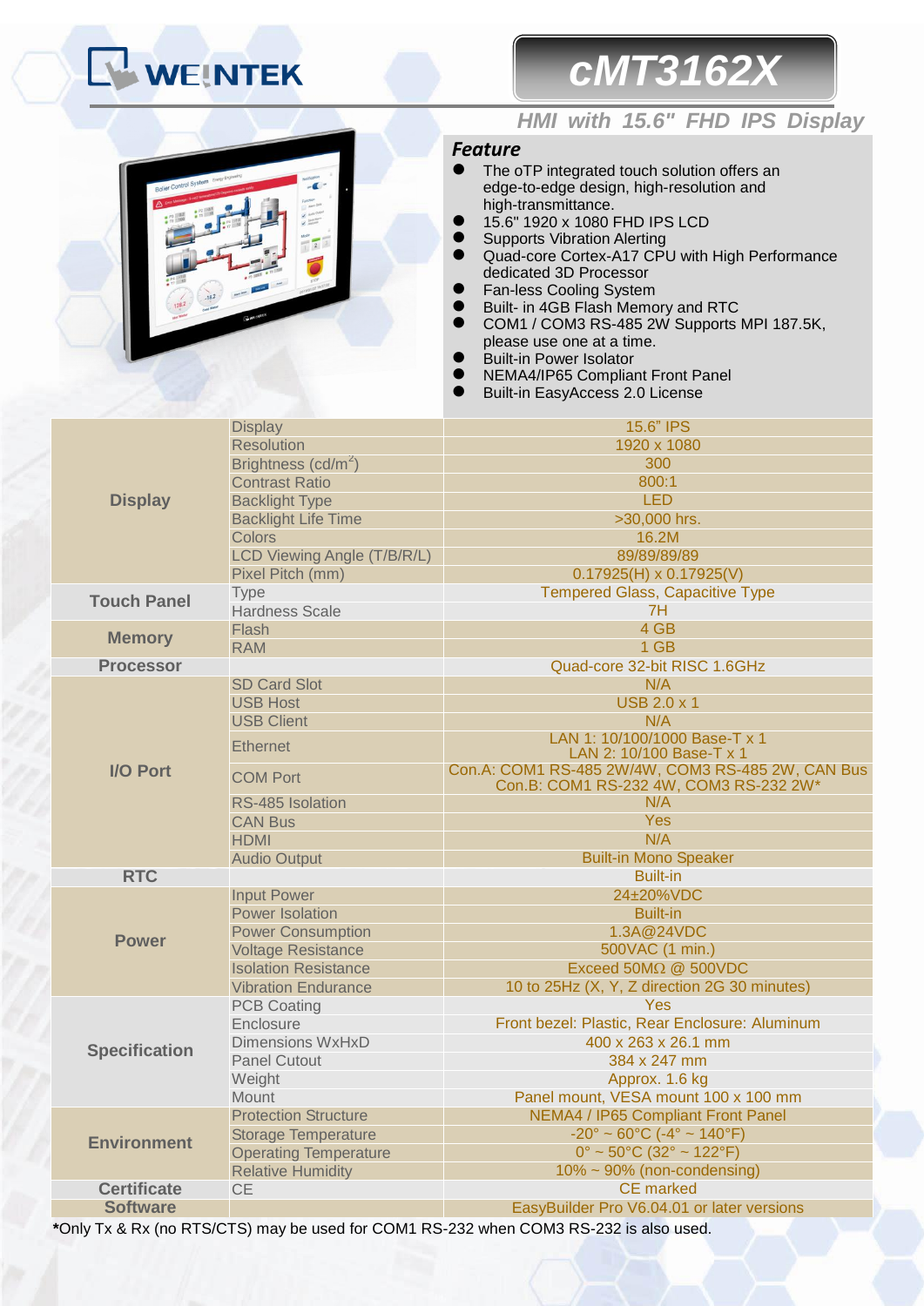# WEINTEK

# cMT3162X

## HMI with 15.6" FHD IPS Display

### Feature

- The oTP integrated touch solution offers an edge-to-edge design, high-resolution and high-transmittance.
- 15.6" 1920 x 1080 FHD IPS LCD
- Supports Vibration Alerting
- Quad-core Cortex-A17 CPU with High Performance dedicated 3D Processor
- Fan-less Cooling System
- Built- in 4GB Flash Memory and RTC
- COM1 / COM3 RS-485 2W Supports MPI 187.5K, please use one at a time.
- Built-in Power Isolator
- NEMA4/IP65 Compliant Front Panel
- Built-in EasyAccess 2.0 License

| | | |
|---|---|---|
| **Display** | Display | 15.6" IPS |
| | Resolution | 1920 x 1080 |
| | Brightness (cd/m$^2$) | 300 |
| | Contrast Ratio | 800:1 |
| | Backlight Type | LED |
| | Backlight Life Time | >30,000 hrs. |
| | Colors | 16.2M |
| | LCD Viewing Angle (T/B/R/L) | 89/89/89/89 |
| | Pixel Pitch (mm) | 0.17925(H) x 0.17925(V) |
| **Touch Panel** | Type | Tempered Glass, Capacitive Type |
| | Hardness Scale | 7H |
| **Memory** | Flash | 4 GB |
| | RAM | 1 GB |
| **Processor** | | Quad-core 32-bit RISC 1.6GHz |
| **I/O Port** | SD Card Slot | N/A |
| | USB Host | USB 2.0 x 1 |
| | USB Client | N/A |
| | Ethernet | LAN 1: 10/100/1000 Base-T x 1<br>LAN 2: 10/100 Base-T x 1 |
| | COM Port | Con.A: COM1 RS-485 2W/4W, COM3 RS-485 2W, CAN Bus<br>Con.B: COM1 RS-232 4W, COM3 RS-232 2W* |
| | RS-485 Isolation | N/A |
| | CAN Bus | Yes |
| | HDMI | N/A |
| | Audio Output | Built-in Mono Speaker |
| **RTC** | | Built-in |
| **Power** | Input Power | 24±20%VDC |
| | Power Isolation | Built-in |
| | Power Consumption | 1.3A@24VDC |
| | Voltage Resistance | 500VAC (1 min.) |
| | Isolation Resistance | Exceed 50MΩ @ 500VDC |
| | Vibration Endurance | 10 to 25Hz (X, Y, Z direction 2G 30 minutes) |
| **Specification** | PCB Coating | Yes |
| | Enclosure | Front bezel: Plastic, Rear Enclosure: Aluminum |
| | Dimensions WxHxD | 400 x 263 x 26.1 mm |
| | Panel Cutout | 384 x 247 mm |
| | Weight | Approx. 1.6 kg |
| | Mount | Panel mount, VESA mount 100 x 100 mm |
| **Environment** | Protection Structure | NEMA4 / IP65 Compliant Front Panel |
| | Storage Temperature | -20° ~ 60°C (-4° ~ 140°F) |
| | Operating Temperature | 0° ~ 50°C (32° ~ 122°F) |
| | Relative Humidity | 10% ~ 90% (non-condensing) |
| **Certificate** | CE | CE marked |
| **Software** | | EasyBuilder Pro V6.04.01 or later versions |

***Only Tx & Rx (no RTS/CTS) may be used for COM1 RS-232 when COM3 RS-232 is also used.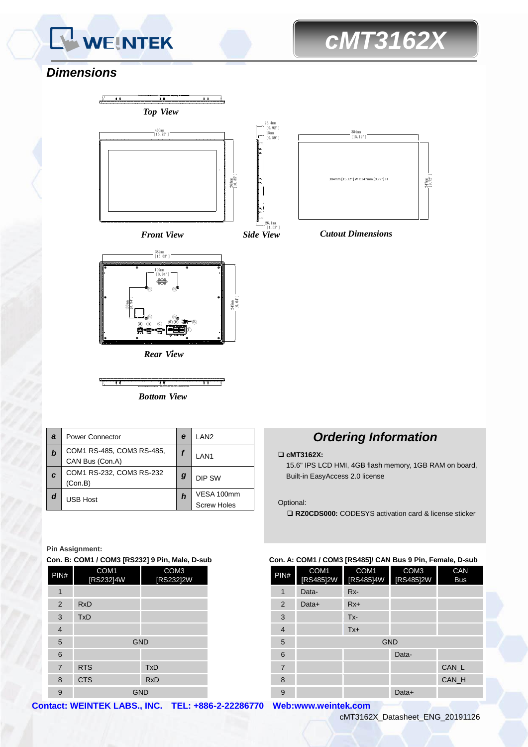## Dimensions

Top View

400mm [15.75"]

263mm [10.35"]

23.4mm [0.92"]

15mm [0.59"]

26.1mm [1.03"]

384mm [15.12"]

384mm [15.12"] W x 247mm [9.72"] H

247mm [9.72"]

Front View

Side View

Cutout Dimensions

382mm [15.03"]

100mm [3.94"]

100mm [3.94"]

245mm [9.64"]

Rear View

Bottom View

| | | | |
|---|---|---|---|
| **a** | Power Connector | **e** | LAN2 |
| **b** | COM1 RS-485, COM3 RS-485, CAN Bus (Con.A) | **f** | LAN1 |
| **c** | COM1 RS-232, COM3 RS-232 (Con.B) | **g** | DIP SW |
| **d** | USB Host | **h** | VESA 100mm Screw Holes |

## Ordering Information

❑ **cMT3162X:**

15.6" IPS LCD HMI, 4GB flash memory, 1GB RAM on board, Built-in EasyAccess 2.0 license

Optional:

❑ **RZ0CDS000:** CODESYS activation card & license sticker

**Pin Assignment:**

**Con. B: COM1 / COM3 [RS232] 9 Pin, Male, D-sub**

| PIN# | COM1 [RS232]4W | COM3 [RS232]2W |
|---|---|---|
| 1 | | |
| 2 | RxD | |
| 3 | TxD | |
| 4 | | |
| 5 | GND | |
| 6 | | |
| 7 | RTS | TxD |
| 8 | CTS | RxD |
| 9 | GND | |

**Con. A: COM1 / COM3 [RS485]/ CAN Bus 9 Pin, Female, D-sub**

| PIN# | COM1 [RS485]2W | COM1 [RS485]4W | COM3 [RS485]2W | CAN Bus |
|---|---|---|---|---|
| 1 | Data- | Rx- | | |
| 2 | Data+ | Rx+ | | |
| 3 | | Tx- | | |
| 4 | | Tx+ | | |
| 5 | GND | | | |
| 6 | | | Data- | |
| 7 | | | | CAN_L |
| 8 | | | | CAN_H |
| 9 | | | Data+ | |

**Contact: WEINTEK LABS., INC. TEL: +886-2-22286770 Web:www.weintek.com**

cMT3162X_Datasheet_ENG_20191126